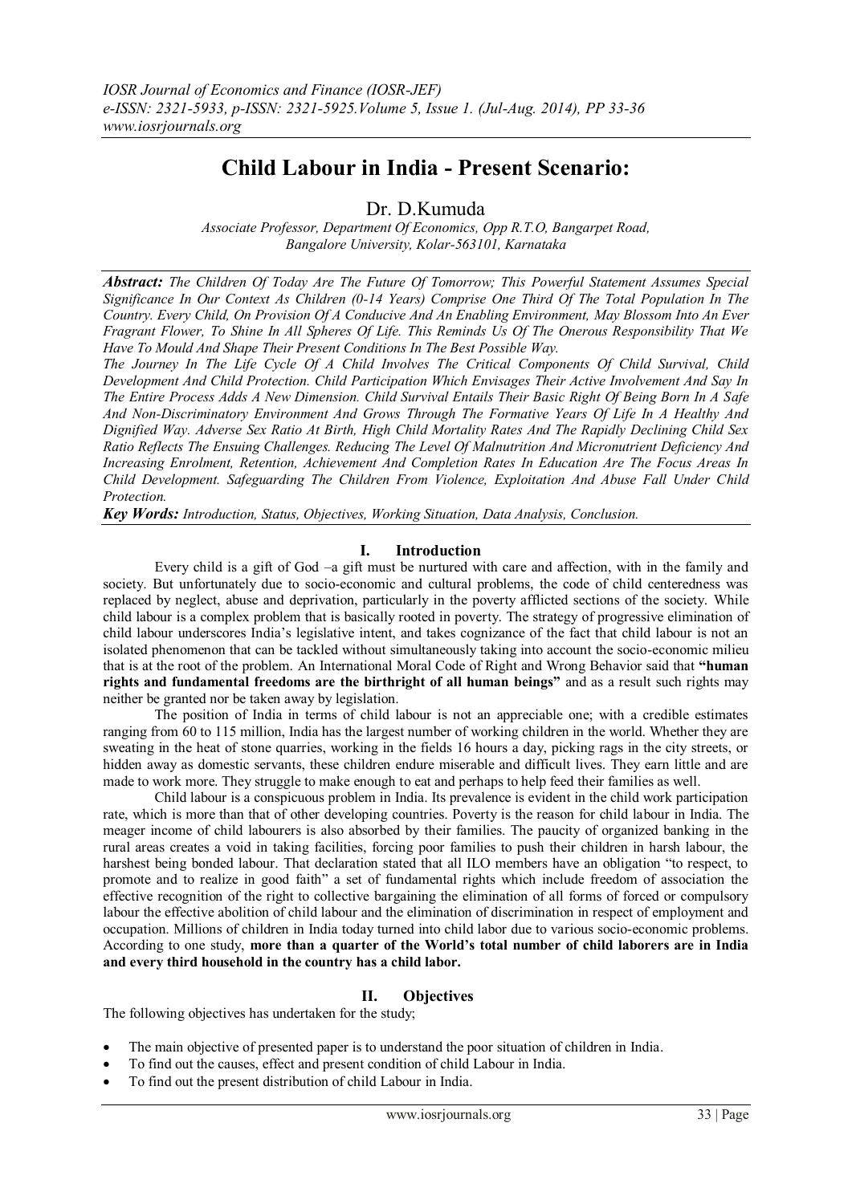# Child Labour in India - Present Scenario:

Dr. D.Kumuda

*Associate Professor, Department Of Economics, Opp R.T.O, Bangarpet Road, Bangalore University, Kolar-563101, Karnataka*

***Abstract:*** *The Children Of Today Are The Future Of Tomorrow; This Powerful Statement Assumes Special Significance In Our Context As Children (0-14 Years) Comprise One Third Of The Total Population In The Country. Every Child, On Provision Of A Conducive And An Enabling Environment, May Blossom Into An Ever Fragrant Flower, To Shine In All Spheres Of Life. This Reminds Us Of The Onerous Responsibility That We Have To Mould And Shape Their Present Conditions In The Best Possible Way.*

*The Journey In The Life Cycle Of A Child Involves The Critical Components Of Child Survival, Child Development And Child Protection. Child Participation Which Envisages Their Active Involvement And Say In The Entire Process Adds A New Dimension. Child Survival Entails Their Basic Right Of Being Born In A Safe And Non-Discriminatory Environment And Grows Through The Formative Years Of Life In A Healthy And Dignified Way. Adverse Sex Ratio At Birth, High Child Mortality Rates And The Rapidly Declining Child Sex Ratio Reflects The Ensuing Challenges. Reducing The Level Of Malnutrition And Micronutrient Deficiency And Increasing Enrolment, Retention, Achievement And Completion Rates In Education Are The Focus Areas In Child Development. Safeguarding The Children From Violence, Exploitation And Abuse Fall Under Child Protection.*

***Key Words:*** *Introduction, Status, Objectives, Working Situation, Data Analysis, Conclusion.*

## I. Introduction

Every child is a gift of God –a gift must be nurtured with care and affection, with in the family and society. But unfortunately due to socio-economic and cultural problems, the code of child centeredness was replaced by neglect, abuse and deprivation, particularly in the poverty afflicted sections of the society. While child labour is a complex problem that is basically rooted in poverty. The strategy of progressive elimination of child labour underscores India's legislative intent, and takes cognizance of the fact that child labour is not an isolated phenomenon that can be tackled without simultaneously taking into account the socio-economic milieu that is at the root of the problem. An International Moral Code of Right and Wrong Behavior said that **"human rights and fundamental freedoms are the birthright of all human beings"** and as a result such rights may neither be granted nor be taken away by legislation.

The position of India in terms of child labour is not an appreciable one; with a credible estimates ranging from 60 to 115 million, India has the largest number of working children in the world. Whether they are sweating in the heat of stone quarries, working in the fields 16 hours a day, picking rags in the city streets, or hidden away as domestic servants, these children endure miserable and difficult lives. They earn little and are made to work more. They struggle to make enough to eat and perhaps to help feed their families as well.

Child labour is a conspicuous problem in India. Its prevalence is evident in the child work participation rate, which is more than that of other developing countries. Poverty is the reason for child labour in India. The meager income of child labourers is also absorbed by their families. The paucity of organized banking in the rural areas creates a void in taking facilities, forcing poor families to push their children in harsh labour, the harshest being bonded labour. That declaration stated that all ILO members have an obligation "to respect, to promote and to realize in good faith" a set of fundamental rights which include freedom of association the effective recognition of the right to collective bargaining the elimination of all forms of forced or compulsory labour the effective abolition of child labour and the elimination of discrimination in respect of employment and occupation. Millions of children in India today turned into child labor due to various socio-economic problems. According to one study, **more than a quarter of the World's total number of child laborers are in India and every third household in the country has a child labor.**

## II. Objectives

The following objectives has undertaken for the study;

- The main objective of presented paper is to understand the poor situation of children in India.
- To find out the causes, effect and present condition of child Labour in India.
- To find out the present distribution of child Labour in India.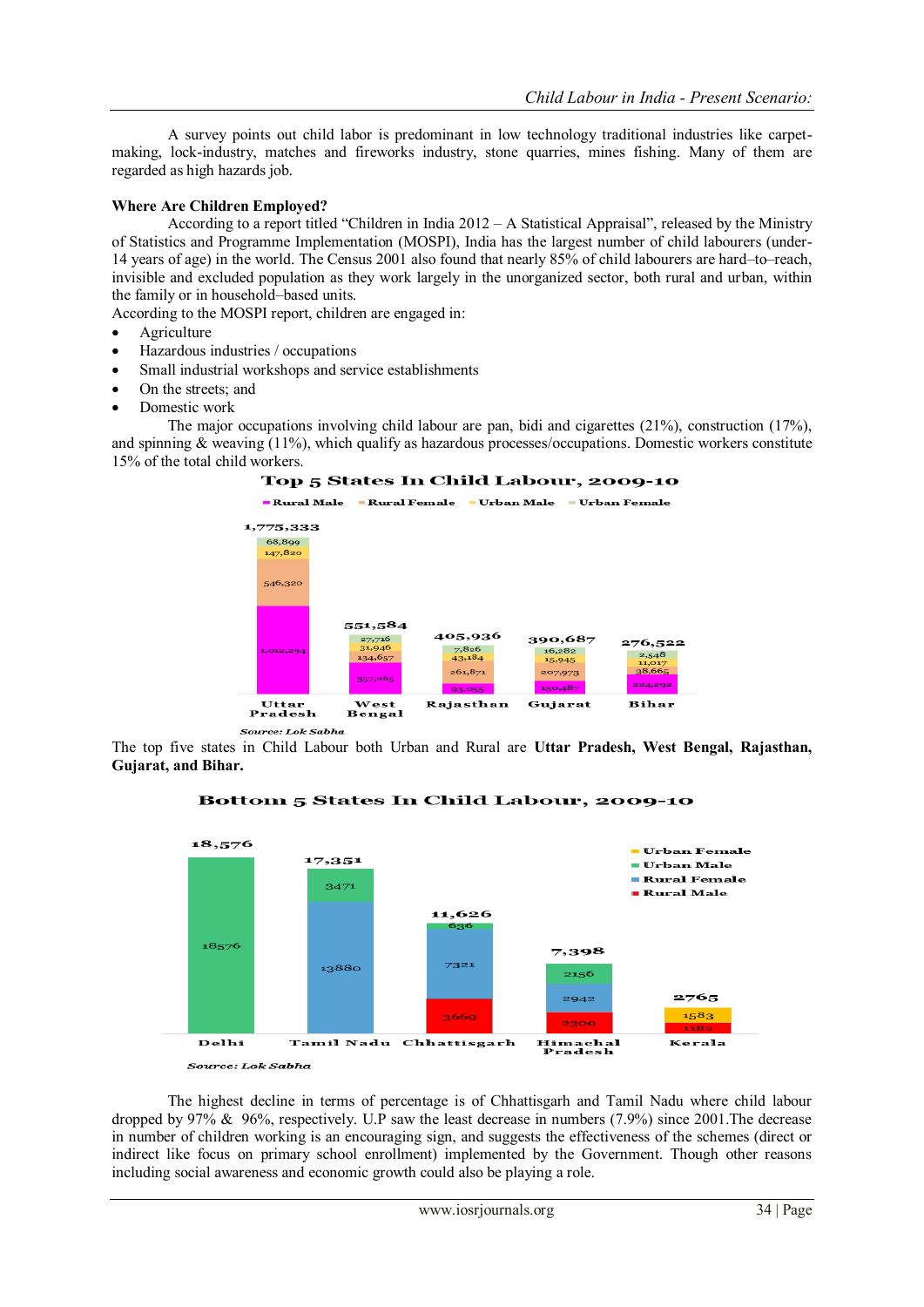A survey points out child labor is predominant in low technology traditional industries like carpet-making, lock-industry, matches and fireworks industry, stone quarries, mines fishing. Many of them are regarded as high hazards job.

**Where Are Children Employed?**

According to a report titled "Children in India 2012 – A Statistical Appraisal", released by the Ministry of Statistics and Programme Implementation (MOSPI), India has the largest number of child labourers (under-14 years of age) in the world. The Census 2001 also found that nearly 85% of child labourers are hard–to–reach, invisible and excluded population as they work largely in the unorganized sector, both rural and urban, within the family or in household–based units.

According to the MOSPI report, children are engaged in:

- Agriculture
- Hazardous industries / occupations
- Small industrial workshops and service establishments
- On the streets; and
- Domestic work

The major occupations involving child labour are pan, bidi and cigarettes (21%), construction (17%), and spinning & weaving (11%), which qualify as hazardous processes/occupations. Domestic workers constitute 15% of the total child workers.

**Top 5 States In Child Labour, 2009-10**

| State | Rural Male | Rural Female | Urban Male | Urban Female | Total |
|---|---|---|---|---|---|
| Uttar Pradesh | 1,012,294 | 546,320 | 147,820 | 68,899 | 1,775,333 |
| West Bengal | 357,265 | 134,657 | 31,946 | 27,716 | 551,584 |
| Rajasthan | 93,055 | 261,871 | 43,184 | 7,826 | 405,936 |
| Gujarat | 150,487 | 207,973 | 15,945 | 16,282 | 390,687 |
| Bihar | 224,292 | 38,665 | 11,017 | 2,548 | 276,522 |

*Source: Lok Sabha*

The top five states in Child Labour both Urban and Rural are **Uttar Pradesh, West Bengal, Rajasthan, Gujarat, and Bihar.**

**Bottom 5 States In Child Labour, 2009-10**

| State | Rural Male | Rural Female | Urban Male | Urban Female | Total |
|---|---|---|---|---|---|
| Delhi | | | 18576 | | 18,576 |
| Tamil Nadu | | 13880 | 3471 | | 17,351 |
| Chhattisgarh | 3669 | 7321 | 636 | | 11,626 |
| Himachal Pradesh | 2300 | 2942 | 2156 | | 7,398 |
| Kerala | 1182 | | | 1583 | 2765 |

*Source: Lok Sabha*

The highest decline in terms of percentage is of Chhattisgarh and Tamil Nadu where child labour dropped by 97% & 96%, respectively. U.P saw the least decrease in numbers (7.9%) since 2001.The decrease in number of children working is an encouraging sign, and suggests the effectiveness of the schemes (direct or indirect like focus on primary school enrollment) implemented by the Government. Though other reasons including social awareness and economic growth could also be playing a role.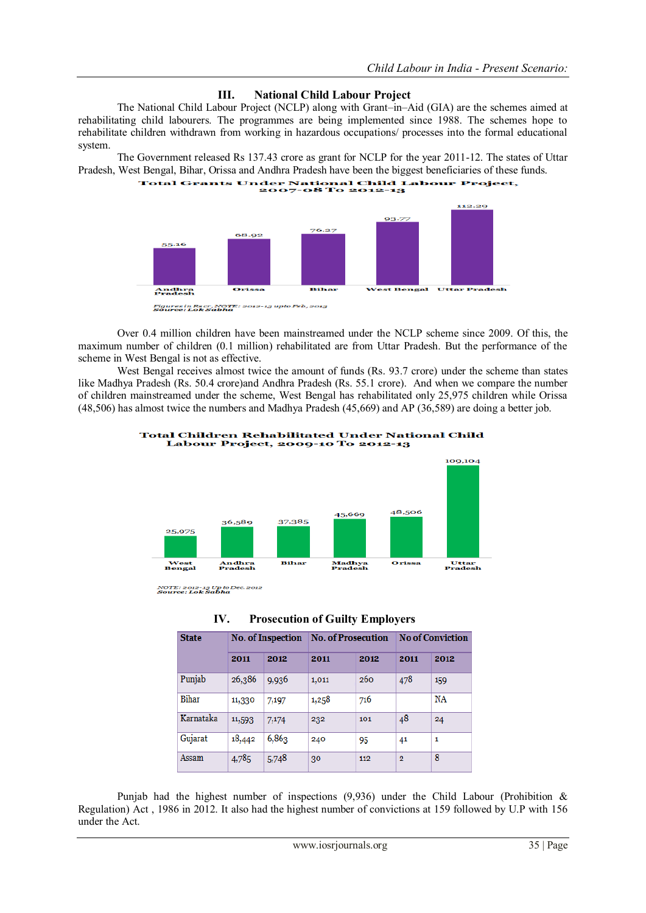## III. National Child Labour Project

The National Child Labour Project (NCLP) along with Grant–in–Aid (GIA) are the schemes aimed at rehabilitating child labourers. The programmes are being implemented since 1988. The schemes hope to rehabilitate children withdrawn from working in hazardous occupations/ processes into the formal educational system.

The Government released Rs 137.43 crore as grant for NCLP for the year 2011-12. The states of Uttar Pradesh, West Bengal, Bihar, Orissa and Andhra Pradesh have been the biggest beneficiaries of these funds.

**Total Grants Under National Child Labour Project, 2007-08 To 2012-13**

| State | Grants |
|---|---|
| Andhra Pradesh | 55.16 |
| Orissa | 68.92 |
| Bihar | 76.27 |
| West Bengal | 93.77 |
| Uttar Pradesh | 112.29 |

Figures in Rs cr, NOTE: 2012-13 upto Feb, 2013
Source: Lok Sabha

Over 0.4 million children have been mainstreamed under the NCLP scheme since 2009. Of this, the maximum number of children (0.1 million) rehabilitated are from Uttar Pradesh. But the performance of the scheme in West Bengal is not as effective.

West Bengal receives almost twice the amount of funds (Rs. 93.7 crore) under the scheme than states like Madhya Pradesh (Rs. 50.4 crore)and Andhra Pradesh (Rs. 55.1 crore). And when we compare the number of children mainstreamed under the scheme, West Bengal has rehabilitated only 25,975 children while Orissa (48,506) has almost twice the numbers and Madhya Pradesh (45,669) and AP (36,589) are doing a better job.

**Total Children Rehabilitated Under National Child Labour Project, 2009-10 To 2012-13**

| State | Children Rehabilitated |
|---|---|
| West Bengal | 25,975 |
| Andhra Pradesh | 36,589 |
| Bihar | 37,385 |
| Madhya Pradesh | 45,669 |
| Orissa | 48,506 |
| Uttar Pradesh | 109,104 |

NOTE: 2012-13 Up to Dec. 2012
Source: Lok Sabha

## IV. Prosecution of Guilty Employers

| State | No. of Inspection | | No. of Prosecution | | No of Conviction | |
|---|---|---|---|---|---|---|
| | 2011 | 2012 | 2011 | 2012 | 2011 | 2012 |
| Punjab | 26,386 | 9,936 | 1,011 | 260 | 478 | 159 |
| Bihar | 11,330 | 7,197 | 1,258 | 716 | | NA |
| Karnataka | 11,593 | 7,174 | 232 | 101 | 48 | 24 |
| Gujarat | 18,442 | 6,863 | 240 | 95 | 41 | 1 |
| Assam | 4,785 | 5,748 | 30 | 112 | 2 | 8 |

Punjab had the highest number of inspections (9,936) under the Child Labour (Prohibition & Regulation) Act , 1986 in 2012. It also had the highest number of convictions at 159 followed by U.P with 156 under the Act.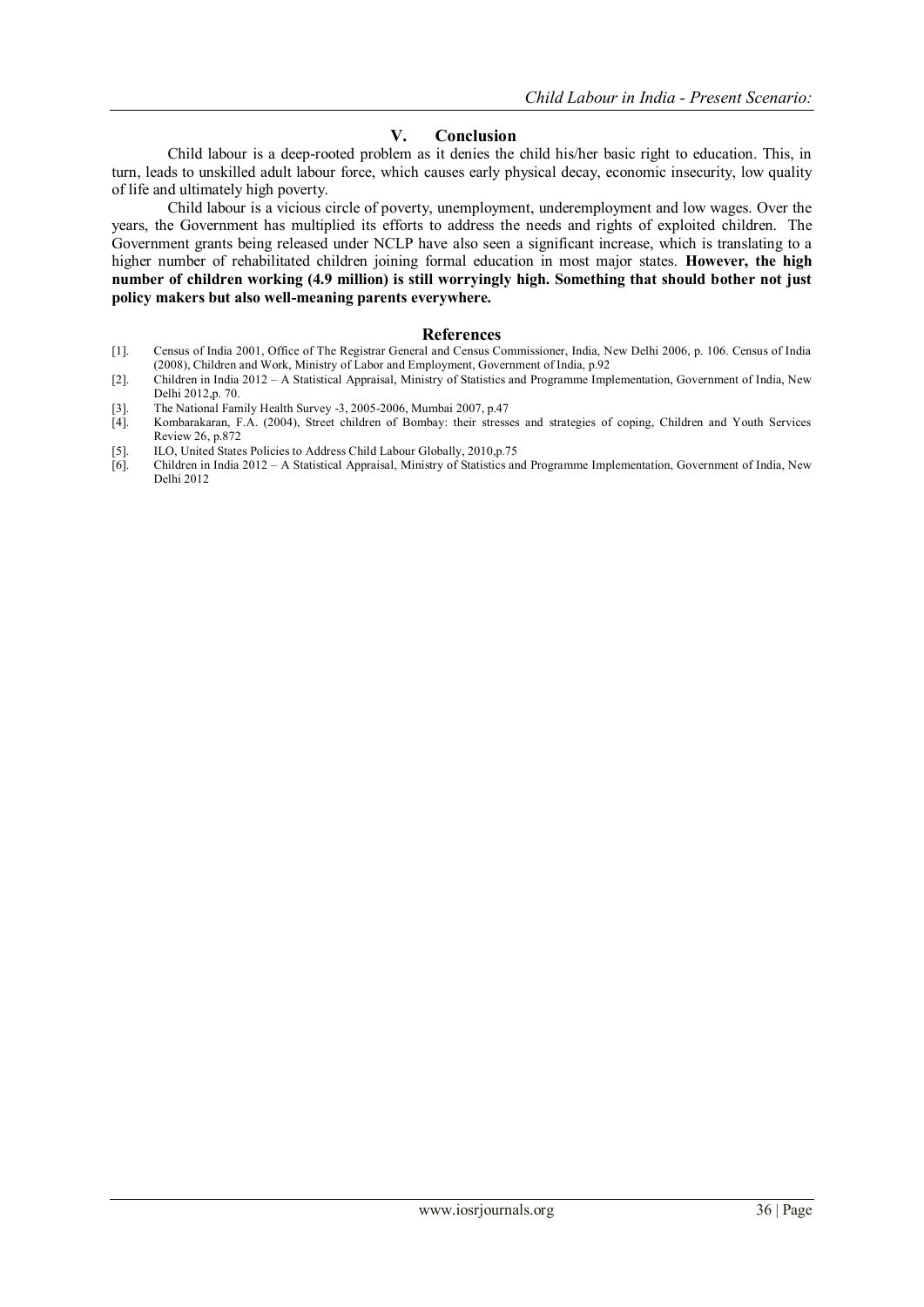## V. Conclusion

Child labour is a deep-rooted problem as it denies the child his/her basic right to education. This, in turn, leads to unskilled adult labour force, which causes early physical decay, economic insecurity, low quality of life and ultimately high poverty.

Child labour is a vicious circle of poverty, unemployment, underemployment and low wages. Over the years, the Government has multiplied its efforts to address the needs and rights of exploited children. The Government grants being released under NCLP have also seen a significant increase, which is translating to a higher number of rehabilitated children joining formal education in most major states. **However, the high number of children working (4.9 million) is still worryingly high. Something that should bother not just policy makers but also well-meaning parents everywhere.**

## References

[1]. Census of India 2001, Office of The Registrar General and Census Commissioner, India, New Delhi 2006, p. 106. Census of India (2008), Children and Work, Ministry of Labor and Employment, Government of India, p.92

[2]. Children in India 2012 – A Statistical Appraisal, Ministry of Statistics and Programme Implementation, Government of India, New Delhi 2012,p. 70.

[3]. The National Family Health Survey -3, 2005-2006, Mumbai 2007, p.47

[4]. Kombarakaran, F.A. (2004), Street children of Bombay: their stresses and strategies of coping, Children and Youth Services Review 26, p.872

[5]. ILO, United States Policies to Address Child Labour Globally, 2010,p.75

[6]. Children in India 2012 – A Statistical Appraisal, Ministry of Statistics and Programme Implementation, Government of India, New Delhi 2012